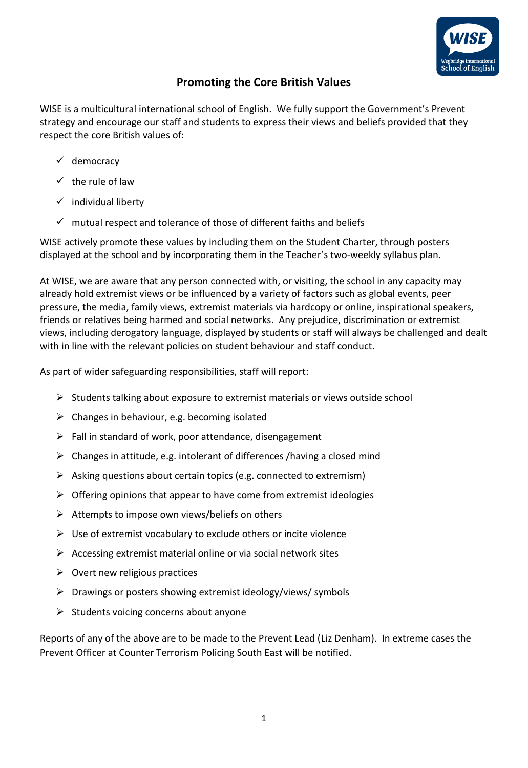# Promoting the Core British Values

WISE is a multicultural international school of English. We fully support the Government's Prevent strategy and encourage our staff and students to express their views and beliefs provided that they respect the core British values of:

- ✓ democracy
- ✓ the rule of law
- ✓ individual liberty
- ✓ mutual respect and tolerance of those of different faiths and beliefs

WISE actively promote these values by including them on the Student Charter, through posters displayed at the school and by incorporating them in the Teacher's two-weekly syllabus plan.

At WISE, we are aware that any person connected with, or visiting, the school in any capacity may already hold extremist views or be influenced by a variety of factors such as global events, peer pressure, the media, family views, extremist materials via hardcopy or online, inspirational speakers, friends or relatives being harmed and social networks. Any prejudice, discrimination or extremist views, including derogatory language, displayed by students or staff will always be challenged and dealt with in line with the relevant policies on student behaviour and staff conduct.

As part of wider safeguarding responsibilities, staff will report:

- Students talking about exposure to extremist materials or views outside school
- Changes in behaviour, e.g. becoming isolated
- Fall in standard of work, poor attendance, disengagement
- Changes in attitude, e.g. intolerant of differences /having a closed mind
- Asking questions about certain topics (e.g. connected to extremism)
- Offering opinions that appear to have come from extremist ideologies
- Attempts to impose own views/beliefs on others
- Use of extremist vocabulary to exclude others or incite violence
- Accessing extremist material online or via social network sites
- Overt new religious practices
- Drawings or posters showing extremist ideology/views/ symbols
- Students voicing concerns about anyone

Reports of any of the above are to be made to the Prevent Lead (Liz Denham). In extreme cases the Prevent Officer at Counter Terrorism Policing South East will be notified.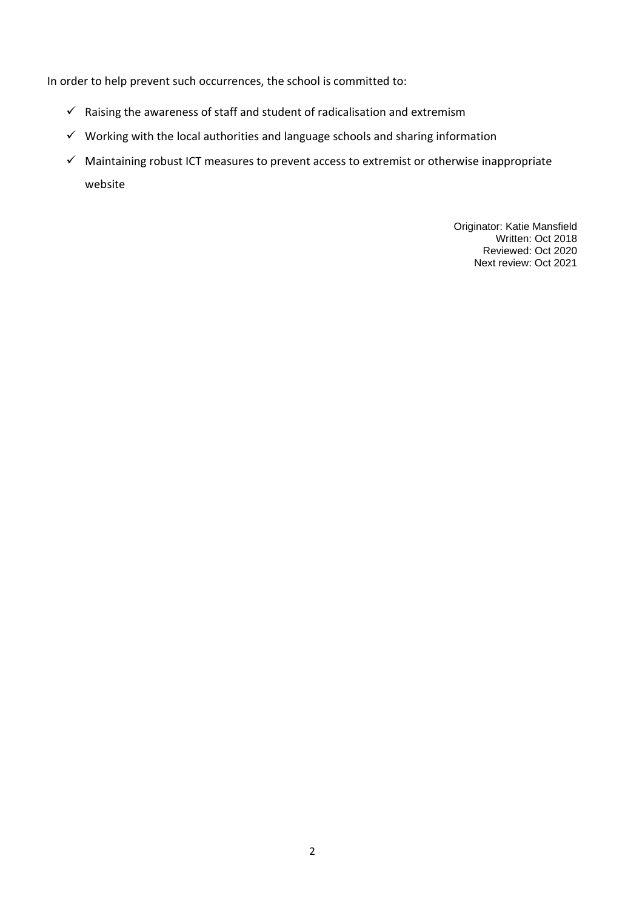In order to help prevent such occurrences, the school is committed to:

- ✓ Raising the awareness of staff and student of radicalisation and extremism
- ✓ Working with the local authorities and language schools and sharing information
- ✓ Maintaining robust ICT measures to prevent access to extremist or otherwise inappropriate website

Originator: Katie Mansfield
Written: Oct 2018
Reviewed: Oct 2020
Next review: Oct 2021